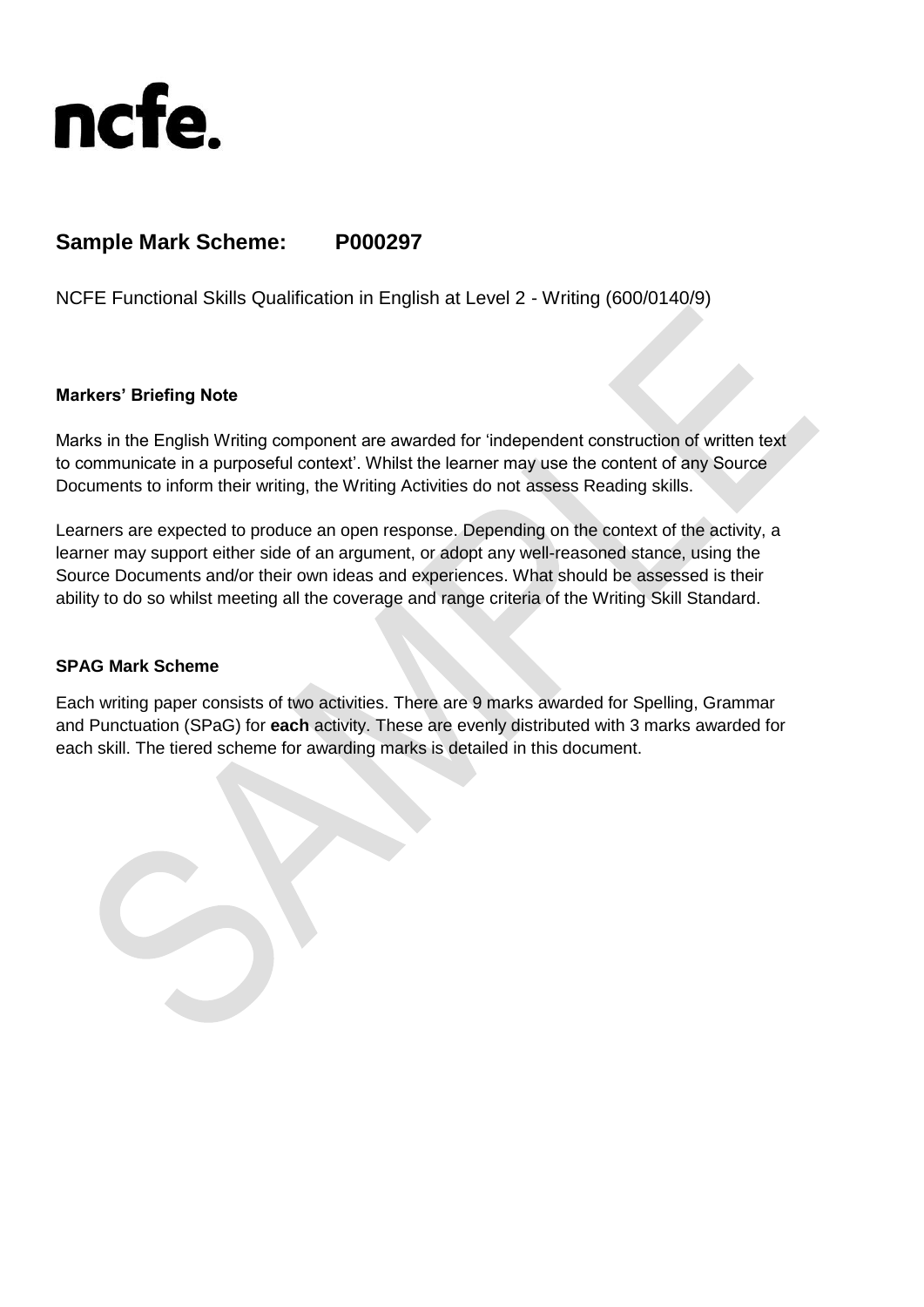ncfe.

## Sample Mark Scheme: P000297

NCFE Functional Skills Qualification in English at Level 2 - Writing (600/0140/9)

**Markers' Briefing Note**

Marks in the English Writing component are awarded for 'independent construction of written text to communicate in a purposeful context'. Whilst the learner may use the content of any Source Documents to inform their writing, the Writing Activities do not assess Reading skills.

Learners are expected to produce an open response. Depending on the context of the activity, a learner may support either side of an argument, or adopt any well-reasoned stance, using the Source Documents and/or their own ideas and experiences. What should be assessed is their ability to do so whilst meeting all the coverage and range criteria of the Writing Skill Standard.

**SPAG Mark Scheme**

Each writing paper consists of two activities. There are 9 marks awarded for Spelling, Grammar and Punctuation (SPaG) for **each** activity. These are evenly distributed with 3 marks awarded for each skill. The tiered scheme for awarding marks is detailed in this document.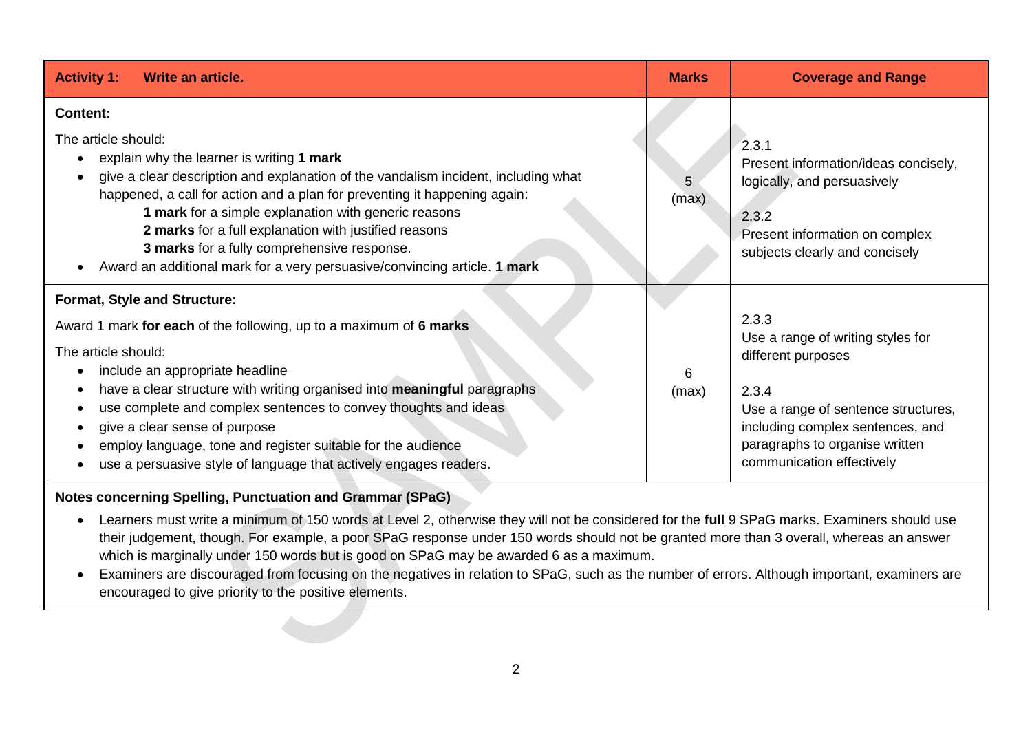| **Activity 1: Write an article.** | **Marks** | **Coverage and Range** |
| --- | --- | --- |
| **Content:**<br><br>The article should:<br>• explain why the learner is writing **1 mark**<br>• give a clear description and explanation of the vandalism incident, including what happened, a call for action and a plan for preventing it happening again:<br>    **1 mark** for a simple explanation with generic reasons<br>    **2 marks** for a full explanation with justified reasons<br>    **3 marks** for a fully comprehensive response.<br>• Award an additional mark for a very persuasive/convincing article. **1 mark** | 5 (max) | 2.3.1<br>Present information/ideas concisely, logically, and persuasively<br><br>2.3.2<br>Present information on complex subjects clearly and concisely |
| **Format, Style and Structure:**<br><br>Award 1 mark **for each** of the following, up to a maximum of **6 marks**<br><br>The article should:<br>• include an appropriate headline<br>• have a clear structure with writing organised into **meaningful** paragraphs<br>• use complete and complex sentences to convey thoughts and ideas<br>• give a clear sense of purpose<br>• employ language, tone and register suitable for the audience<br>• use a persuasive style of language that actively engages readers. | 6 (max) | 2.3.3<br>Use a range of writing styles for different purposes<br><br>2.3.4<br>Use a range of sentence structures, including complex sentences, and paragraphs to organise written communication effectively |

**Notes concerning Spelling, Punctuation and Grammar (SPaG)**

- Learners must write a minimum of 150 words at Level 2, otherwise they will not be considered for the **full** 9 SPaG marks. Examiners should use their judgement, though. For example, a poor SPaG response under 150 words should not be granted more than 3 overall, whereas an answer which is marginally under 150 words but is good on SPaG may be awarded 6 as a maximum.
- Examiners are discouraged from focusing on the negatives in relation to SPaG, such as the number of errors. Although important, examiners are encouraged to give priority to the positive elements.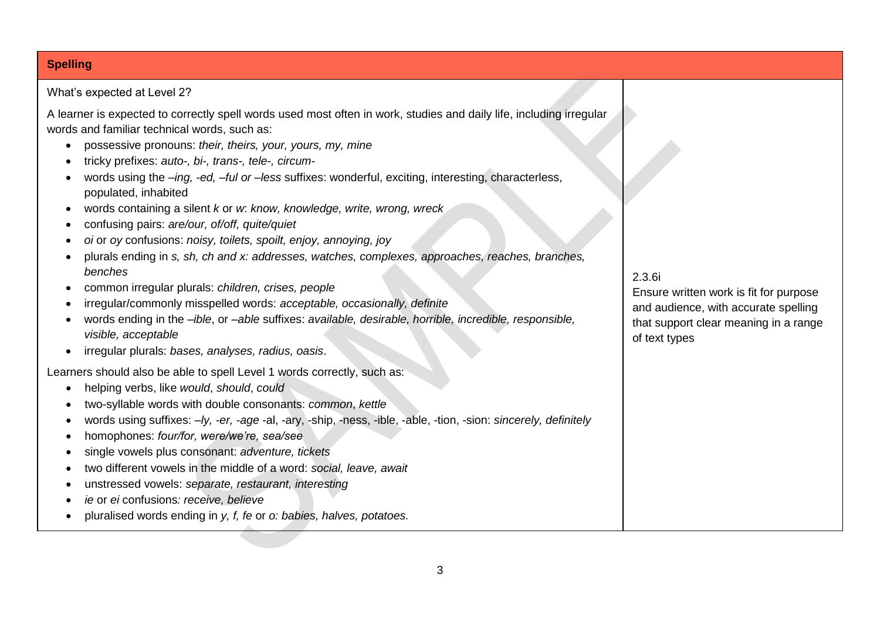| **Spelling** | |
|---|---|
| What's expected at Level 2?<br><br>A learner is expected to correctly spell words used most often in work, studies and daily life, including irregular words and familiar technical words, such as:<br>• possessive pronouns: *their, theirs, your, yours, my, mine*<br>• tricky prefixes: *auto-, bi-, trans-, tele-, circum-*<br>• words using the *–ing, -ed, –ful or –less* suffixes: wonderful, exciting, interesting, characterless, populated, inhabited<br>• words containing a silent *k* or *w*: *know, knowledge, write, wrong, wreck*<br>• confusing pairs: *are/our, of/off, quite/quiet*<br>• *oi* or *oy* confusions: *noisy, toilets, spoilt, enjoy, annoying, joy*<br>• plurals ending in *s, sh, ch and x: addresses, watches, complexes, approaches, reaches, branches, benches*<br>• common irregular plurals: *children, crises, people*<br>• irregular/commonly misspelled words: *acceptable, occasionally, definite*<br>• words ending in the *–ible*, or *–able* suffixes: *available, desirable, horrible, incredible, responsible, visible, acceptable*<br>• irregular plurals: *bases, analyses, radius, oasis*.<br><br>Learners should also be able to spell Level 1 words correctly, such as:<br>• helping verbs, like *would*, *should*, *could*<br>• two-syllable words with double consonants: *common*, *kettle*<br>• words using suffixes: *–ly, -er, -age* -al, -ary, -ship, -ness, -ible, -able, -tion, -sion: *sincerely, definitely*<br>• homophones: *four/for, were/we're, sea/see*<br>• single vowels plus consonant: *adventure, tickets*<br>• two different vowels in the middle of a word: *social, leave, await*<br>• unstressed vowels: *separate, restaurant, interesting*<br>• *ie* or *ei* confusions*: receive, believe*<br>• pluralised words ending in *y, f, fe* or *o: babies, halves, potatoes.* | 2.3.6i<br>Ensure written work is fit for purpose and audience, with accurate spelling that support clear meaning in a range of text types |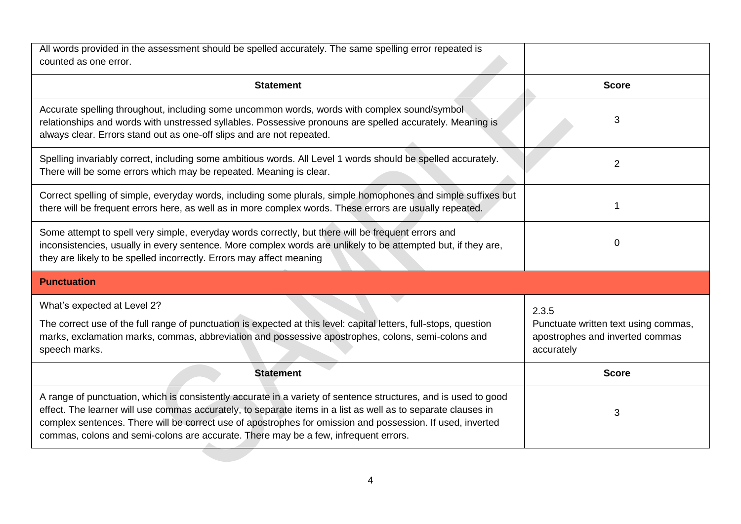| All words provided in the assessment should be spelled accurately. The same spelling error repeated is counted as one error. | |
|---|---|
| **Statement** | **Score** |
| Accurate spelling throughout, including some uncommon words, words with complex sound/symbol relationships and words with unstressed syllables. Possessive pronouns are spelled accurately. Meaning is always clear. Errors stand out as one-off slips and are not repeated. | 3 |
| Spelling invariably correct, including some ambitious words. All Level 1 words should be spelled accurately. There will be some errors which may be repeated. Meaning is clear. | 2 |
| Correct spelling of simple, everyday words, including some plurals, simple homophones and simple suffixes but there will be frequent errors here, as well as in more complex words. These errors are usually repeated. | 1 |
| Some attempt to spell very simple, everyday words correctly, but there will be frequent errors and inconsistencies, usually in every sentence. More complex words are unlikely to be attempted but, if they are, they are likely to be spelled incorrectly. Errors may affect meaning | 0 |
| **Punctuation** | |
| What's expected at Level 2?<br><br>The correct use of the full range of punctuation is expected at this level: capital letters, full-stops, question marks, exclamation marks, commas, abbreviation and possessive apostrophes, colons, semi-colons and speech marks. | 2.3.5<br>Punctuate written text using commas, apostrophes and inverted commas accurately |
| **Statement** | **Score** |
| A range of punctuation, which is consistently accurate in a variety of sentence structures, and is used to good effect. The learner will use commas accurately, to separate items in a list as well as to separate clauses in complex sentences. There will be correct use of apostrophes for omission and possession. If used, inverted commas, colons and semi-colons are accurate. There may be a few, infrequent errors. | 3 |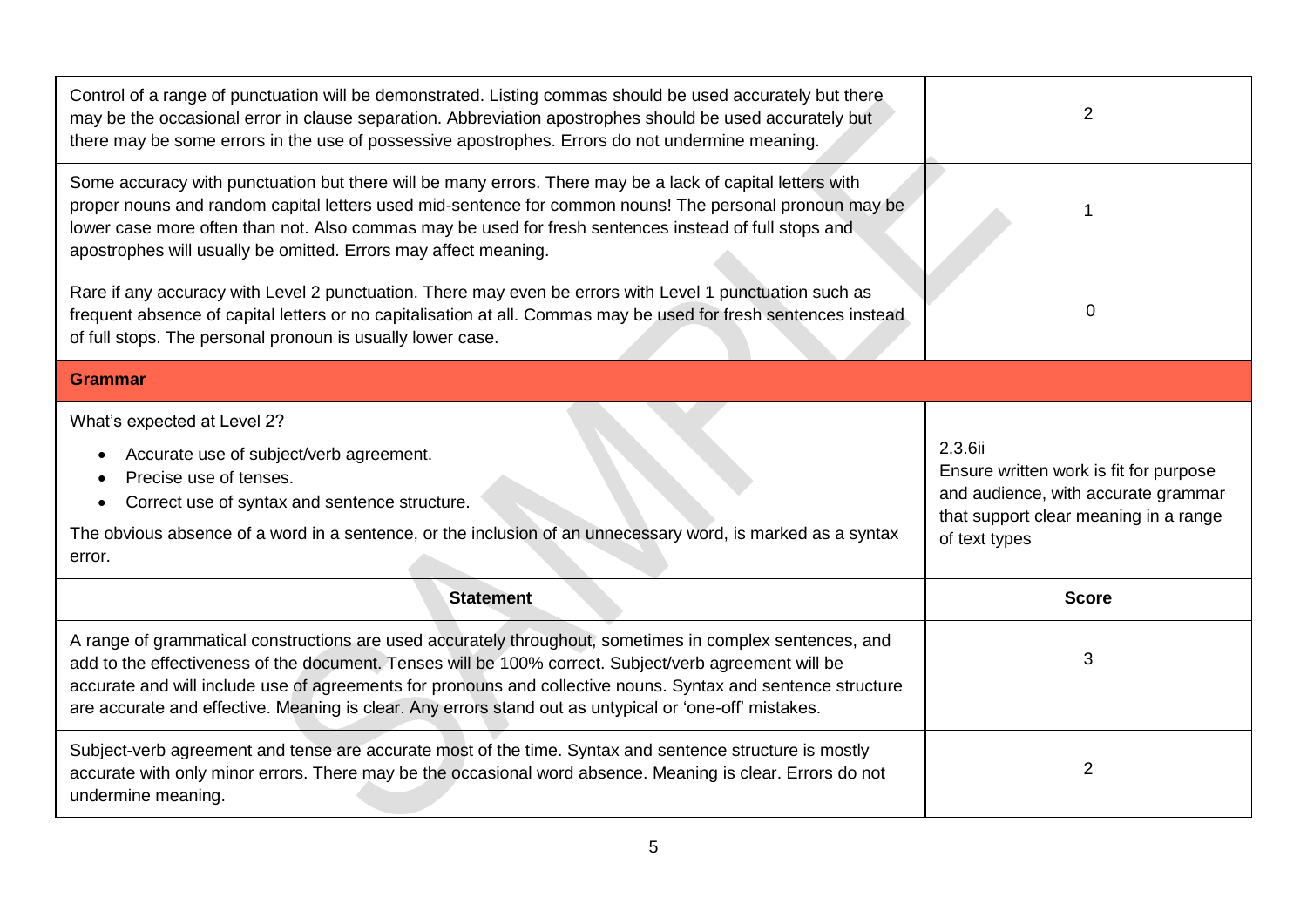| | |
|---|---|
| Control of a range of punctuation will be demonstrated. Listing commas should be used accurately but there may be the occasional error in clause separation. Abbreviation apostrophes should be used accurately but there may be some errors in the use of possessive apostrophes. Errors do not undermine meaning. | 2 |
| Some accuracy with punctuation but there will be many errors. There may be a lack of capital letters with proper nouns and random capital letters used mid-sentence for common nouns! The personal pronoun may be lower case more often than not. Also commas may be used for fresh sentences instead of full stops and apostrophes will usually be omitted. Errors may affect meaning. | 1 |
| Rare if any accuracy with Level 2 punctuation. There may even be errors with Level 1 punctuation such as frequent absence of capital letters or no capitalisation at all. Commas may be used for fresh sentences instead of full stops. The personal pronoun is usually lower case. | 0 |

## Grammar

| | |
|---|---|
| What's expected at Level 2?<br>• Accurate use of subject/verb agreement.<br>• Precise use of tenses.<br>• Correct use of syntax and sentence structure.<br>The obvious absence of a word in a sentence, or the inclusion of an unnecessary word, is marked as a syntax error. | 2.3.6ii<br>Ensure written work is fit for purpose and audience, with accurate grammar that support clear meaning in a range of text types |
| **Statement** | **Score** |
| A range of grammatical constructions are used accurately throughout, sometimes in complex sentences, and add to the effectiveness of the document. Tenses will be 100% correct. Subject/verb agreement will be accurate and will include use of agreements for pronouns and collective nouns. Syntax and sentence structure are accurate and effective. Meaning is clear. Any errors stand out as untypical or 'one-off' mistakes. | 3 |
| Subject-verb agreement and tense are accurate most of the time. Syntax and sentence structure is mostly accurate with only minor errors. There may be the occasional word absence. Meaning is clear. Errors do not undermine meaning. | 2 |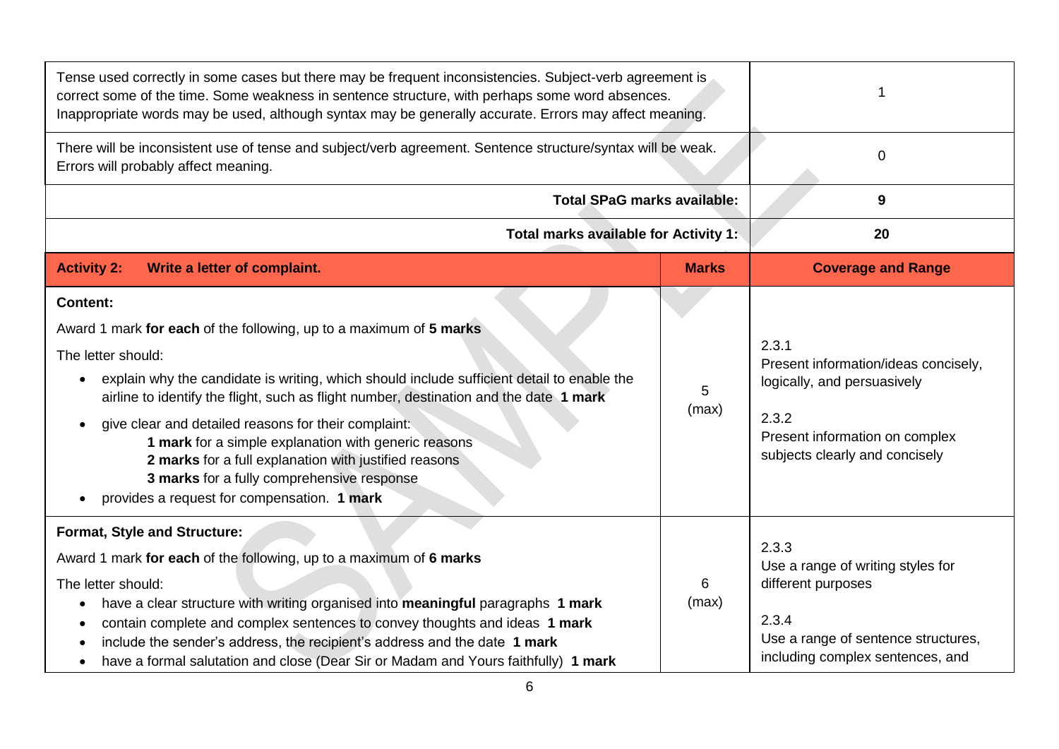| | |
|---|---|
| Tense used correctly in some cases but there may be frequent inconsistencies. Subject-verb agreement is correct some of the time. Some weakness in sentence structure, with perhaps some word absences. Inappropriate words may be used, although syntax may be generally accurate. Errors may affect meaning. | 1 |
| There will be inconsistent use of tense and subject/verb agreement. Sentence structure/syntax will be weak. Errors will probably affect meaning. | 0 |
| **Total SPaG marks available:** | **9** |
| **Total marks available for Activity 1:** | **20** |

| **Activity 2: Write a letter of complaint.** | **Marks** | **Coverage and Range** |
|---|---|---|
| **Content:**<br><br>Award 1 mark **for each** of the following, up to a maximum of **5 marks**<br><br>The letter should:<br>• explain why the candidate is writing, which should include sufficient detail to enable the airline to identify the flight, such as flight number, destination and the date **1 mark**<br>• give clear and detailed reasons for their complaint:<br>**1 mark** for a simple explanation with generic reasons<br>**2 marks** for a full explanation with justified reasons<br>**3 marks** for a fully comprehensive response<br>• provides a request for compensation. **1 mark** | 5 (max) | 2.3.1<br>Present information/ideas concisely, logically, and persuasively<br><br>2.3.2<br>Present information on complex subjects clearly and concisely |
| **Format, Style and Structure:**<br><br>Award 1 mark **for each** of the following, up to a maximum of **6 marks**<br><br>The letter should:<br>• have a clear structure with writing organised into **meaningful** paragraphs **1 mark**<br>• contain complete and complex sentences to convey thoughts and ideas **1 mark**<br>• include the sender's address, the recipient's address and the date **1 mark**<br>• have a formal salutation and close (Dear Sir or Madam and Yours faithfully) **1 mark** | 6 (max) | 2.3.3<br>Use a range of writing styles for different purposes<br><br>2.3.4<br>Use a range of sentence structures, including complex sentences, and |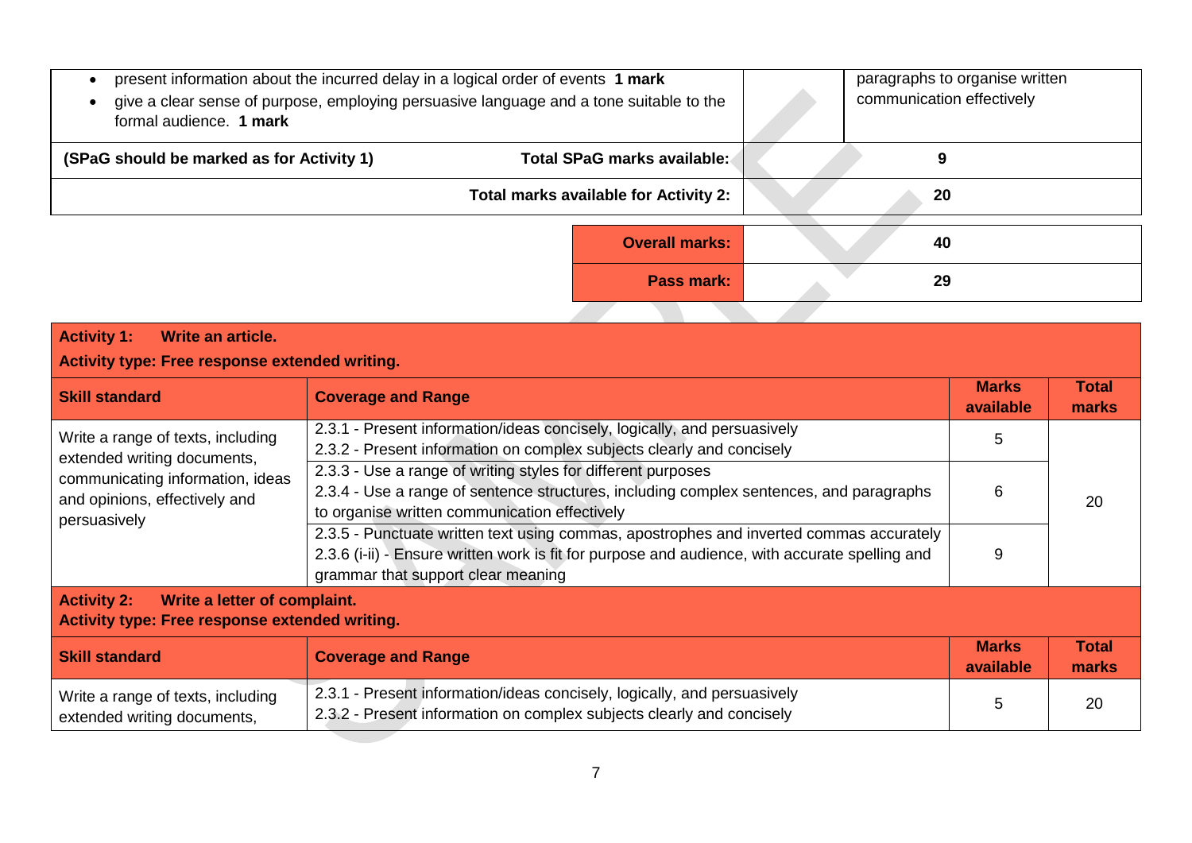| | | |
|---|---|---|
| • present information about the incurred delay in a logical order of events **1 mark**<br>• give a clear sense of purpose, employing persuasive language and a tone suitable to the formal audience. **1 mark** | | paragraphs to organise written communication effectively |
| **(SPaG should be marked as for Activity 1)** **Total SPaG marks available:** | | **9** |
| **Total marks available for Activity 2:** | | **20** |

| | |
|---|---|
| **Overall marks:** | **40** |
| **Pass mark:** | **29** |

**Activity 1: Write an article.**
**Activity type: Free response extended writing.**

| Skill standard | Coverage and Range | Marks available | Total marks |
|---|---|---|---|
| Write a range of texts, including extended writing documents, communicating information, ideas and opinions, effectively and persuasively | 2.3.1 - Present information/ideas concisely, logically, and persuasively<br>2.3.2 - Present information on complex subjects clearly and concisely | 5 | 20 |
| | 2.3.3 - Use a range of writing styles for different purposes<br>2.3.4 - Use a range of sentence structures, including complex sentences, and paragraphs to organise written communication effectively | 6 | |
| | 2.3.5 - Punctuate written text using commas, apostrophes and inverted commas accurately<br>2.3.6 (i-ii) - Ensure written work is fit for purpose and audience, with accurate spelling and grammar that support clear meaning | 9 | |

**Activity 2: Write a letter of complaint.**
**Activity type: Free response extended writing.**

| Skill standard | Coverage and Range | Marks available | Total marks |
|---|---|---|---|
| Write a range of texts, including extended writing documents, | 2.3.1 - Present information/ideas concisely, logically, and persuasively<br>2.3.2 - Present information on complex subjects clearly and concisely | 5 | 20 |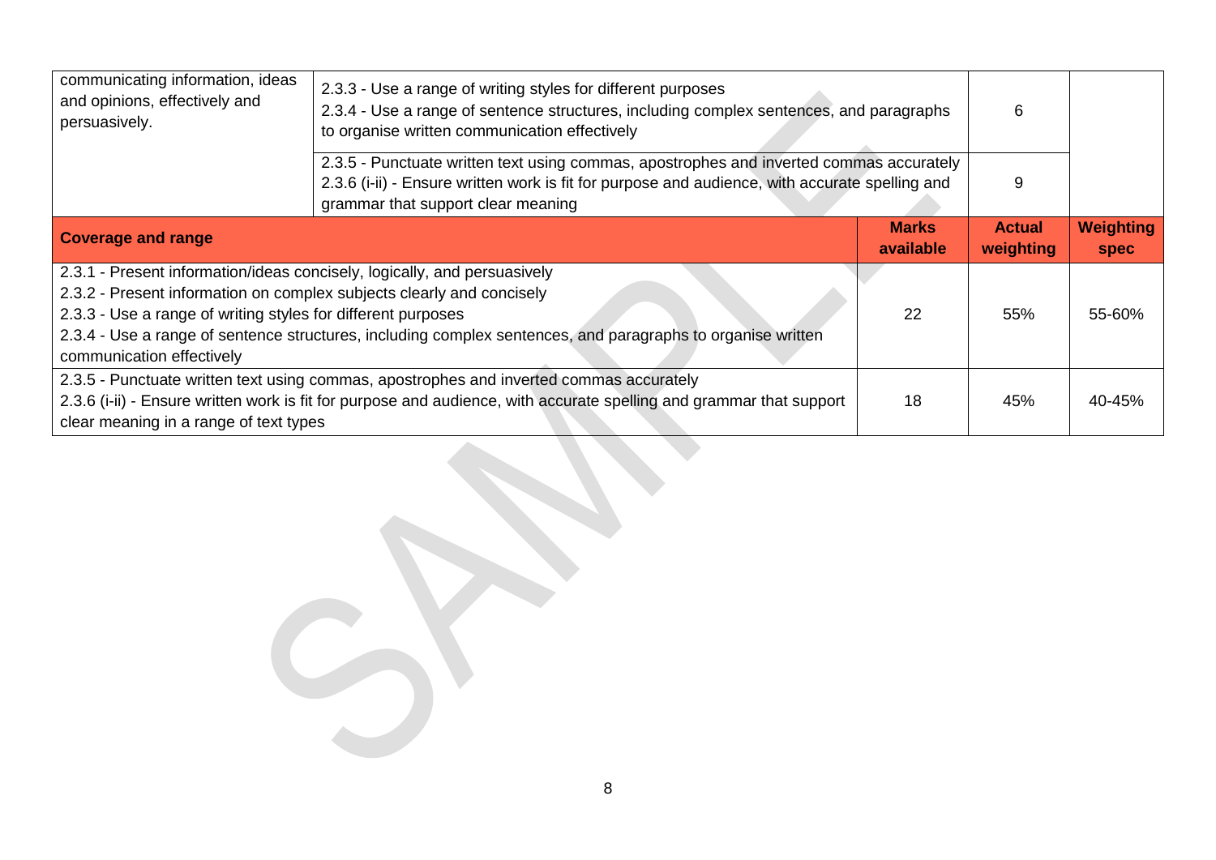| | | | |
|---|---|---|---|
| communicating information, ideas and opinions, effectively and persuasively. | 2.3.3 - Use a range of writing styles for different purposes<br>2.3.4 - Use a range of sentence structures, including complex sentences, and paragraphs to organise written communication effectively | 6 | |
| | 2.3.5 - Punctuate written text using commas, apostrophes and inverted commas accurately<br>2.3.6 (i-ii) - Ensure written work is fit for purpose and audience, with accurate spelling and grammar that support clear meaning | 9 | |

| Coverage and range | Marks available | Actual weighting | Weighting spec |
|---|---|---|---|
| 2.3.1 - Present information/ideas concisely, logically, and persuasively<br>2.3.2 - Present information on complex subjects clearly and concisely<br>2.3.3 - Use a range of writing styles for different purposes<br>2.3.4 - Use a range of sentence structures, including complex sentences, and paragraphs to organise written communication effectively | 22 | 55% | 55-60% |
| 2.3.5 - Punctuate written text using commas, apostrophes and inverted commas accurately<br>2.3.6 (i-ii) - Ensure written work is fit for purpose and audience, with accurate spelling and grammar that support clear meaning in a range of text types | 18 | 45% | 40-45% |